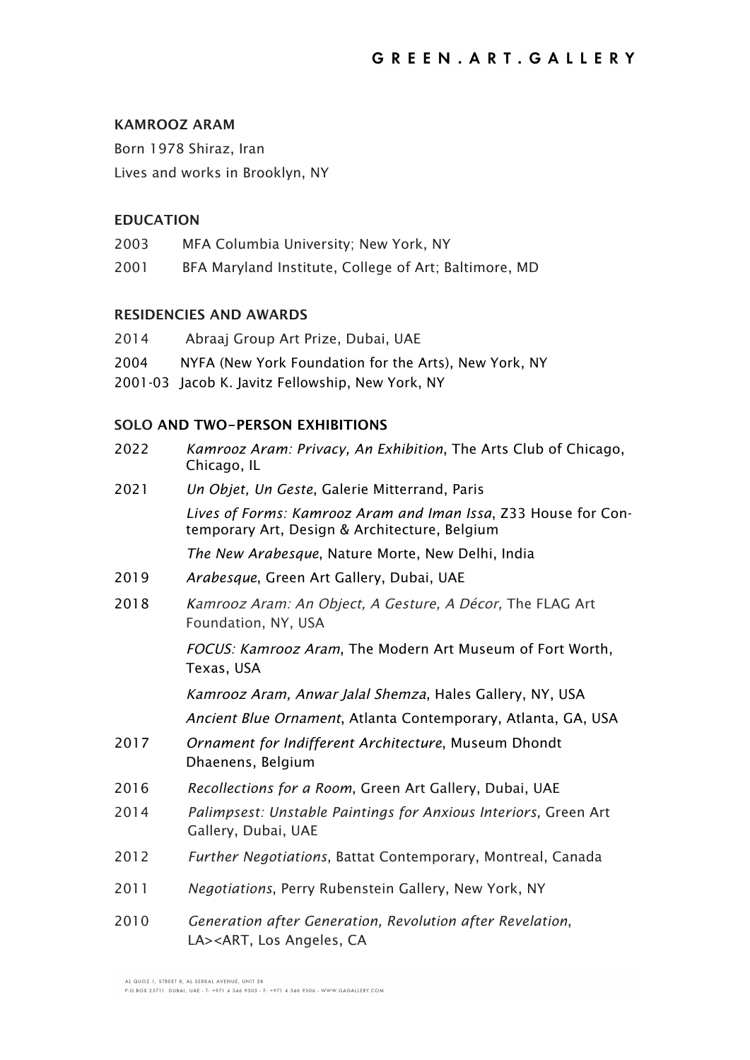# KAMROOZ ARAM

Born 1978 Shiraz, Iran

Lives and works in Brooklyn, NY

## EDUCATION

2003 MFA Columbia University; New York, NY

2001 BFA Maryland Institute, College of Art; Baltimore, MD

## RESIDENCIES AND AWARDS

2014 Abraaj Group Art Prize, Dubai, UAE

2004 NYFA (New York Foundation for the Arts), New York, NY

2001-03 Jacob K. Javitz Fellowship, New York, NY

## SOLO AND TWO-PERSON EXHIBITIONS

2022 *Kamrooz Aram: Privacy, An Exhibition*, The Arts Club of Chicago, Chicago, IL

2021 *Un Objet, Un Geste*, Galerie Mitterrand, Paris

*Lives of Forms: Kamrooz Aram and Iman Issa*, Z33 House for Contemporary Art, Design & Architecture, Belgium

*The New Arabesque*, Nature Morte, New Delhi, India

2019 *Arabesque*, Green Art Gallery, Dubai, UAE

2018 *Kamrooz Aram: An Object, A Gesture, A Décor,* The FLAG Art Foundation, NY, USA

*FOCUS: Kamrooz Aram*, The Modern Art Museum of Fort Worth, Texas, USA

*Kamrooz Aram, Anwar Jalal Shemza*, Hales Gallery, NY, USA

*Ancient Blue Ornament*, Atlanta Contemporary, Atlanta, GA, USA

2017 *Ornament for Indifferent Architecture*, Museum Dhondt Dhaenens, Belgium

2016 *Recollections for a Room*, Green Art Gallery, Dubai, UAE

2014 *Palimpsest: Unstable Paintings for Anxious Interiors,* Green Art Gallery, Dubai, UAE

2012 *Further Negotiations*, Battat Contemporary, Montreal, Canada

2011 *Negotiations*, Perry Rubenstein Gallery, New York, NY

2010 *Generation after Generation, Revolution after Revelation*, LA><ART, Los Angeles, CA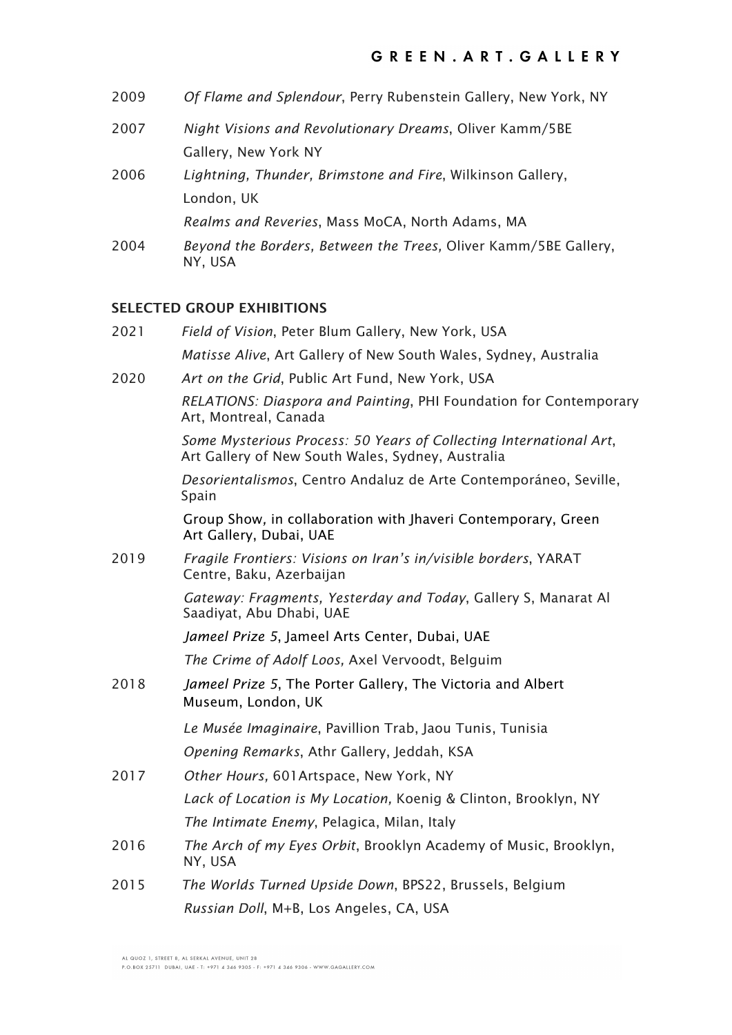2009 *Of Flame and Splendour*, Perry Rubenstein Gallery, New York, NY

2007 *Night Visions and Revolutionary Dreams*, Oliver Kamm/5BE Gallery, New York NY

2006 *Lightning, Thunder, Brimstone and Fire*, Wilkinson Gallery, London, UK

*Realms and Reveries*, Mass MoCA, North Adams, MA

2004 *Beyond the Borders, Between the Trees,* Oliver Kamm/5BE Gallery, NY, USA

## SELECTED GROUP EXHIBITIONS

2021 *Field of Vision*, Peter Blum Gallery, New York, USA

*Matisse Alive*, Art Gallery of New South Wales, Sydney, Australia

2020 *Art on the Grid*, Public Art Fund, New York, USA

*RELATIONS: Diaspora and Painting*, PHI Foundation for Contemporary Art, Montreal, Canada

*Some Mysterious Process: 50 Years of Collecting International Art*, Art Gallery of New South Wales, Sydney, Australia

*Desorientalismos*, Centro Andaluz de Arte Contemporáneo, Seville, Spain

Group Show, in collaboration with Jhaveri Contemporary, Green Art Gallery, Dubai, UAE

2019 *Fragile Frontiers: Visions on Iran's in/visible borders*, YARAT Centre, Baku, Azerbaijan

*Gateway: Fragments, Yesterday and Today*, Gallery S, Manarat Al Saadiyat, Abu Dhabi, UAE

*Jameel Prize 5*, Jameel Arts Center, Dubai, UAE

*The Crime of Adolf Loos,* Axel Vervoodt, Belguim

2018 *Jameel Prize 5*, The Porter Gallery, The Victoria and Albert Museum, London, UK

*Le Musée Imaginaire*, Pavillion Trab, Jaou Tunis, Tunisia

*Opening Remarks*, Athr Gallery, Jeddah, KSA

2017 *Other Hours,* 601Artspace, New York, NY

*Lack of Location is My Location,* Koenig & Clinton, Brooklyn, NY

*The Intimate Enemy*, Pelagica, Milan, Italy

2016 *The Arch of my Eyes Orbit*, Brooklyn Academy of Music, Brooklyn, NY, USA

2015 *The Worlds Turned Upside Down*, BPS22, Brussels, Belgium

*Russian Doll*, M+B, Los Angeles, CA, USA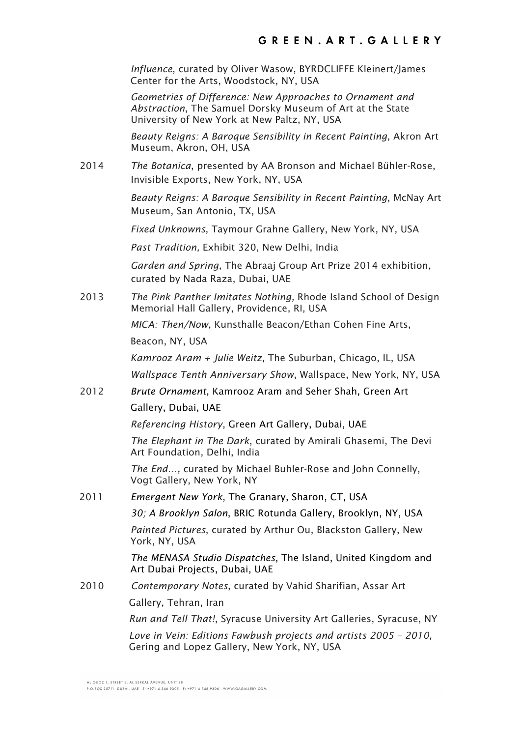*Influence*, curated by Oliver Wasow, BYRDCLIFFE Kleinert/James Center for the Arts, Woodstock, NY, USA

*Geometries of Difference: New Approaches to Ornament and Abstraction*, The Samuel Dorsky Museum of Art at the State University of New York at New Paltz, NY, USA

*Beauty Reigns: A Baroque Sensibility in Recent Painting*, Akron Art Museum, Akron, OH, USA

2014 *The Botanica*, presented by AA Bronson and Michael Bühler-Rose, Invisible Exports, New York, NY, USA

*Beauty Reigns: A Baroque Sensibility in Recent Painting*, McNay Art Museum, San Antonio, TX, USA

*Fixed Unknowns*, Taymour Grahne Gallery, New York, NY, USA

*Past Tradition,* Exhibit 320, New Delhi, India

*Garden and Spring,* The Abraaj Group Art Prize 2014 exhibition, curated by Nada Raza, Dubai, UAE

2013 *The Pink Panther Imitates Nothing,* Rhode Island School of Design Memorial Hall Gallery, Providence, RI, USA

*MICA: Then/Now*, Kunsthalle Beacon/Ethan Cohen Fine Arts, Beacon, NY, USA

*Kamrooz Aram + Julie Weitz*, The Suburban, Chicago, IL, USA

*Wallspace Tenth Anniversary Show*, Wallspace, New York, NY, USA

2012 *Brute Ornament*, Kamrooz Aram and Seher Shah, Green Art Gallery, Dubai, UAE

*Referencing History*, Green Art Gallery, Dubai, UAE

*The Elephant in The Dark*, curated by Amirali Ghasemi, The Devi Art Foundation, Delhi, India

*The End…,* curated by Michael Buhler-Rose and John Connelly, Vogt Gallery, New York, NY

2011 *Emergent New York*, The Granary, Sharon, CT, USA

*30; A Brooklyn Salon*, BRIC Rotunda Gallery, Brooklyn, NY, USA

*Painted Pictures*, curated by Arthur Ou, Blackston Gallery, New York, NY, USA

*The MENASA Studio Dispatches*, The Island, United Kingdom and Art Dubai Projects, Dubai, UAE

2010 *Contemporary Notes*, curated by Vahid Sharifian, Assar Art Gallery, Tehran, Iran

*Run and Tell That!*, Syracuse University Art Galleries, Syracuse, NY

*Love in Vein: Editions Fawbush projects and artists 2005 – 2010,* Gering and Lopez Gallery, New York, NY, USA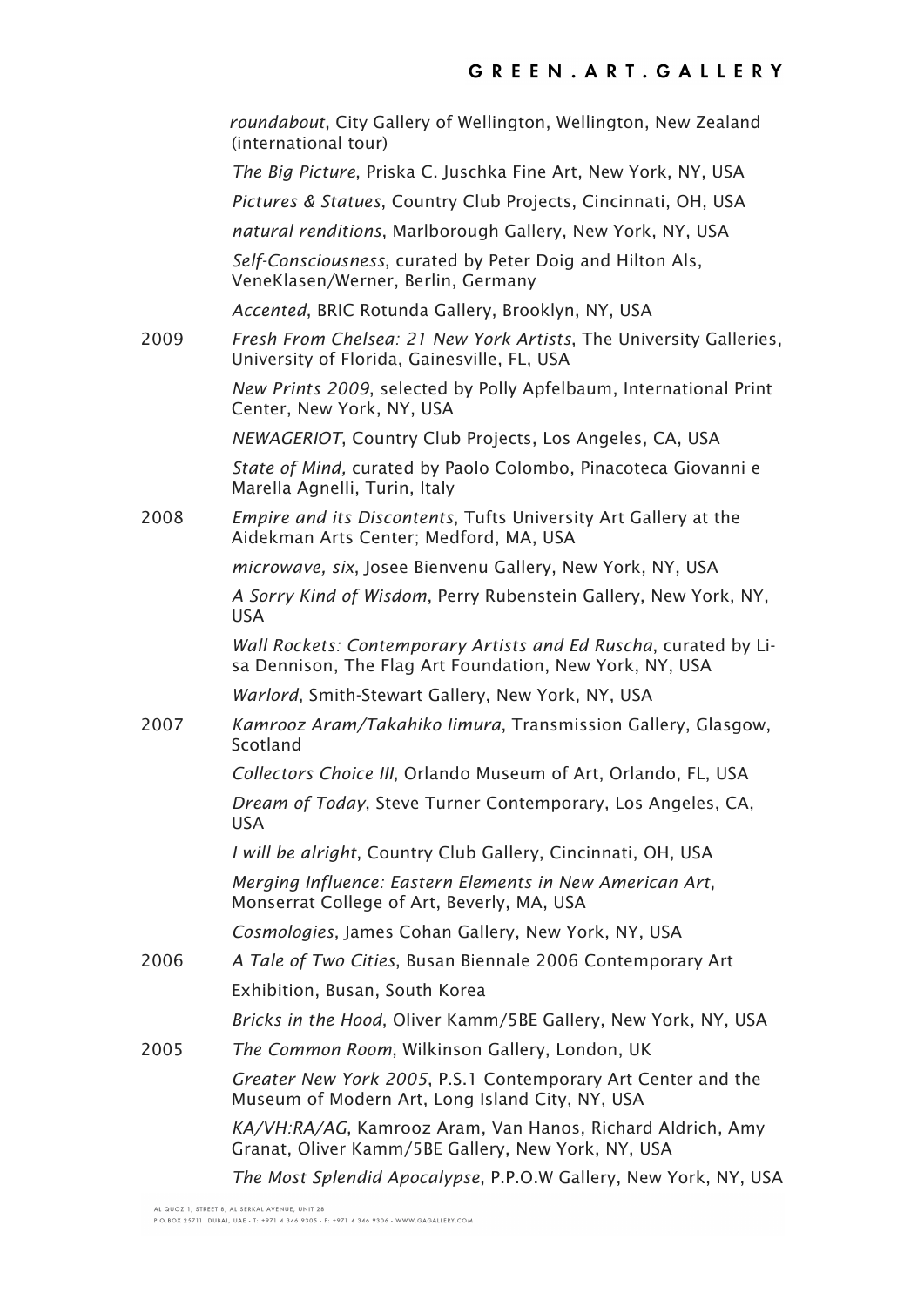*roundabout*, City Gallery of Wellington, Wellington, New Zealand (international tour)

*The Big Picture*, Priska C. Juschka Fine Art, New York, NY, USA

*Pictures & Statues*, Country Club Projects, Cincinnati, OH, USA

*natural renditions*, Marlborough Gallery, New York, NY, USA

*Self-Consciousness*, curated by Peter Doig and Hilton Als, VeneKlasen/Werner, Berlin, Germany

*Accented*, BRIC Rotunda Gallery, Brooklyn, NY, USA

2009 *Fresh From Chelsea: 21 New York Artists*, The University Galleries, University of Florida, Gainesville, FL, USA

*New Prints 2009*, selected by Polly Apfelbaum, International Print Center, New York, NY, USA

*NEWAGERIOT*, Country Club Projects, Los Angeles, CA, USA

*State of Mind,* curated by Paolo Colombo, Pinacoteca Giovanni e Marella Agnelli, Turin, Italy

2008 *Empire and its Discontents*, Tufts University Art Gallery at the Aidekman Arts Center; Medford, MA, USA

*microwave, six*, Josee Bienvenu Gallery, New York, NY, USA

*A Sorry Kind of Wisdom*, Perry Rubenstein Gallery, New York, NY, USA

*Wall Rockets: Contemporary Artists and Ed Ruscha*, curated by Lisa Dennison, The Flag Art Foundation, New York, NY, USA

*Warlord*, Smith-Stewart Gallery, New York, NY, USA

2007 *Kamrooz Aram/Takahiko Iimura*, Transmission Gallery, Glasgow, Scotland

*Collectors Choice III*, Orlando Museum of Art, Orlando, FL, USA

*Dream of Today*, Steve Turner Contemporary, Los Angeles, CA, USA

*I will be alright*, Country Club Gallery, Cincinnati, OH, USA

*Merging Influence: Eastern Elements in New American Art*, Monserrat College of Art, Beverly, MA, USA

*Cosmologies*, James Cohan Gallery, New York, NY, USA

2006 *A Tale of Two Cities*, Busan Biennale 2006 Contemporary Art Exhibition, Busan, South Korea

*Bricks in the Hood*, Oliver Kamm/5BE Gallery, New York, NY, USA

2005 *The Common Room*, Wilkinson Gallery, London, UK

*Greater New York 2005*, P.S.1 Contemporary Art Center and the Museum of Modern Art, Long Island City, NY, USA

*KA/VH:RA/AG*, Kamrooz Aram, Van Hanos, Richard Aldrich, Amy Granat, Oliver Kamm/5BE Gallery, New York, NY, USA

*The Most Splendid Apocalypse*, P.P.O.W Gallery, New York, NY, USA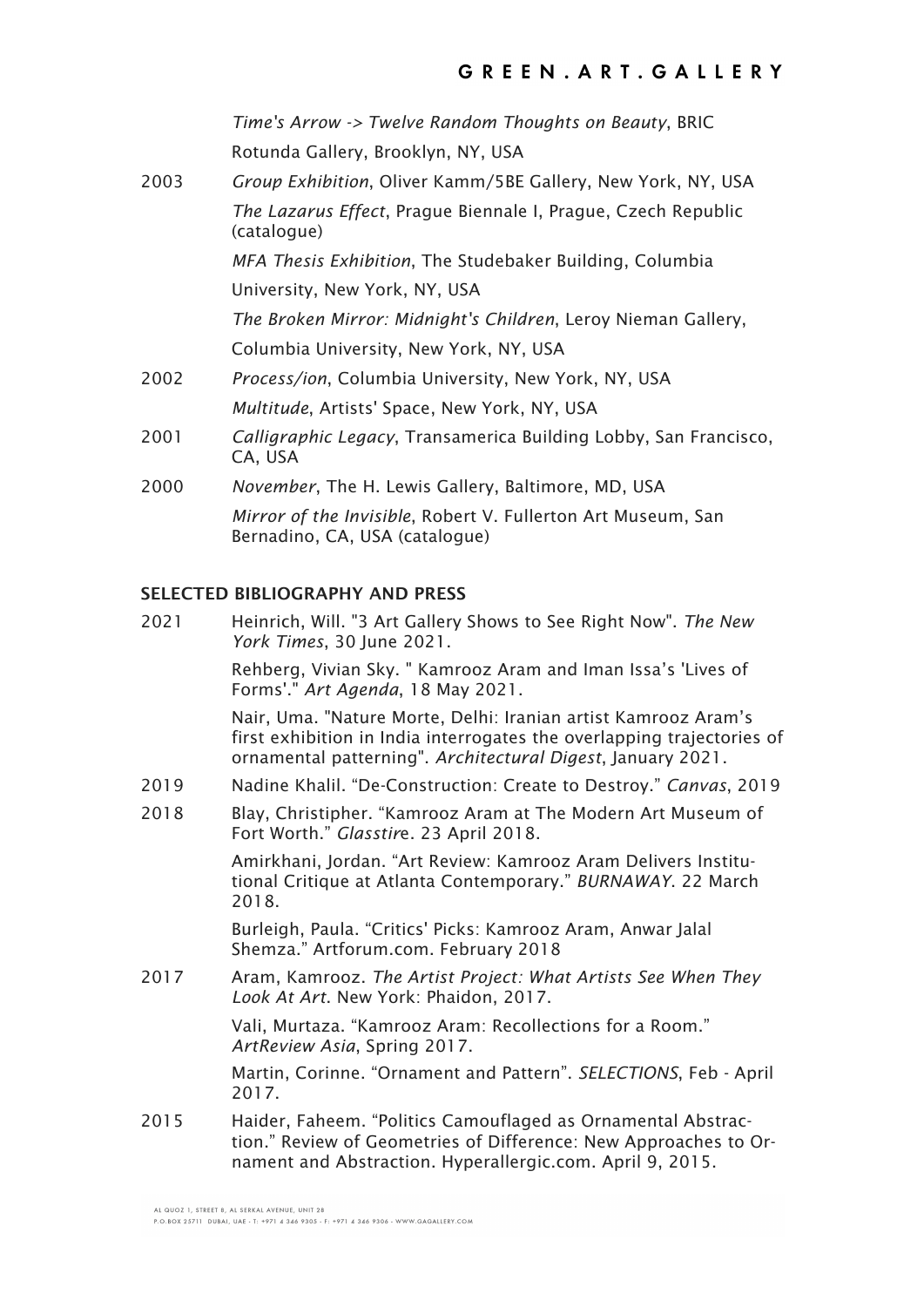*Time's Arrow -> Twelve Random Thoughts on Beauty*, BRIC Rotunda Gallery, Brooklyn, NY, USA

2003 *Group Exhibition*, Oliver Kamm/5BE Gallery, New York, NY, USA

*The Lazarus Effect*, Prague Biennale I, Prague, Czech Republic (catalogue)

*MFA Thesis Exhibition*, The Studebaker Building, Columbia University, New York, NY, USA

*The Broken Mirror: Midnight's Children*, Leroy Nieman Gallery, Columbia University, New York, NY, USA

2002 *Process/ion*, Columbia University, New York, NY, USA

*Multitude*, Artists' Space, New York, NY, USA

2001 *Calligraphic Legacy*, Transamerica Building Lobby, San Francisco, CA, USA

2000 *November*, The H. Lewis Gallery, Baltimore, MD, USA

*Mirror of the Invisible*, Robert V. Fullerton Art Museum, San Bernadino, CA, USA (catalogue)

## SELECTED BIBLIOGRAPHY AND PRESS

2021 Heinrich, Will. "3 Art Gallery Shows to See Right Now". *The New York Times*, 30 June 2021.

Rehberg, Vivian Sky. " Kamrooz Aram and Iman Issa's 'Lives of Forms'." *Art Agenda*, 18 May 2021.

Nair, Uma. "Nature Morte, Delhi: Iranian artist Kamrooz Aram's first exhibition in India interrogates the overlapping trajectories of ornamental patterning". *Architectural Digest*, January 2021.

2019 Nadine Khalil. "De-Construction: Create to Destroy." *Canvas*, 2019

2018 Blay, Christipher. "Kamrooz Aram at The Modern Art Museum of Fort Worth." *Glasstire*. 23 April 2018.

Amirkhani, Jordan. "Art Review: Kamrooz Aram Delivers Institutional Critique at Atlanta Contemporary." *BURNAWAY*. 22 March 2018.

Burleigh, Paula. "Critics' Picks: Kamrooz Aram, Anwar Jalal Shemza." Artforum.com. February 2018

2017 Aram, Kamrooz. *The Artist Project: What Artists See When They Look At Art*. New York: Phaidon, 2017.

Vali, Murtaza. "Kamrooz Aram: Recollections for a Room." *ArtReview Asia*, Spring 2017.

Martin, Corinne. "Ornament and Pattern". *SELECTIONS*, Feb - April 2017.

2015 Haider, Faheem. "Politics Camouflaged as Ornamental Abstraction." Review of Geometries of Difference: New Approaches to Ornament and Abstraction. Hyperallergic.com. April 9, 2015.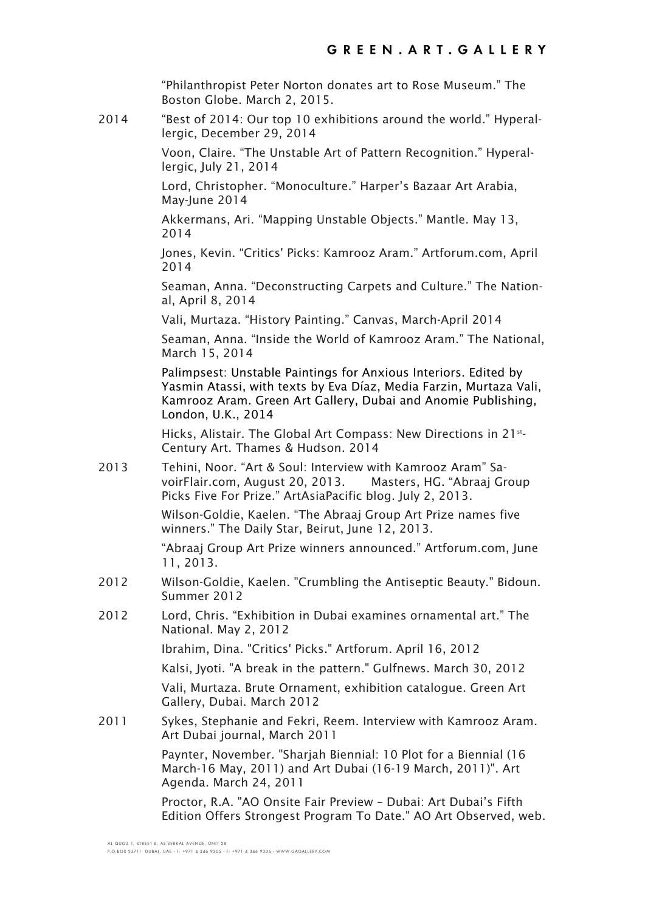"Philanthropist Peter Norton donates art to Rose Museum." The Boston Globe. March 2, 2015.

2014 "Best of 2014: Our top 10 exhibitions around the world." Hyperallergic, December 29, 2014

Voon, Claire. "The Unstable Art of Pattern Recognition." Hyperallergic, July 21, 2014

Lord, Christopher. "Monoculture." Harper's Bazaar Art Arabia, May-June 2014

Akkermans, Ari. "Mapping Unstable Objects." Mantle. May 13, 2014

Jones, Kevin. "Critics' Picks: Kamrooz Aram." Artforum.com, April 2014

Seaman, Anna. "Deconstructing Carpets and Culture." The National, April 8, 2014

Vali, Murtaza. "History Painting." Canvas, March-April 2014

Seaman, Anna. "Inside the World of Kamrooz Aram." The National, March 15, 2014

Palimpsest: Unstable Paintings for Anxious Interiors. Edited by Yasmin Atassi, with texts by Eva Díaz, Media Farzin, Murtaza Vali, Kamrooz Aram. Green Art Gallery, Dubai and Anomie Publishing, London, U.K., 2014

Hicks, Alistair. The Global Art Compass: New Directions in 21st-Century Art. Thames & Hudson. 2014

2013 Tehini, Noor. "Art & Soul: Interview with Kamrooz Aram" SavoirFlair.com, August 20, 2013. Masters, HG. "Abraaj Group Picks Five For Prize." ArtAsiaPacific blog. July 2, 2013.

Wilson-Goldie, Kaelen. "The Abraaj Group Art Prize names five winners." The Daily Star, Beirut, June 12, 2013.

"Abraaj Group Art Prize winners announced." Artforum.com, June 11, 2013.

2012 Wilson-Goldie, Kaelen. "Crumbling the Antiseptic Beauty." Bidoun. Summer 2012

2012 Lord, Chris. "Exhibition in Dubai examines ornamental art." The National. May 2, 2012

Ibrahim, Dina. "Critics' Picks." Artforum. April 16, 2012

Kalsi, Jyoti. "A break in the pattern." Gulfnews. March 30, 2012

Vali, Murtaza. Brute Ornament, exhibition catalogue. Green Art Gallery, Dubai. March 2012

2011 Sykes, Stephanie and Fekri, Reem. Interview with Kamrooz Aram. Art Dubai journal, March 2011

Paynter, November. "Sharjah Biennial: 10 Plot for a Biennial (16 March-16 May, 2011) and Art Dubai (16-19 March, 2011)". Art Agenda. March 24, 2011

Proctor, R.A. "AO Onsite Fair Preview – Dubai: Art Dubai's Fifth Edition Offers Strongest Program To Date." AO Art Observed, web.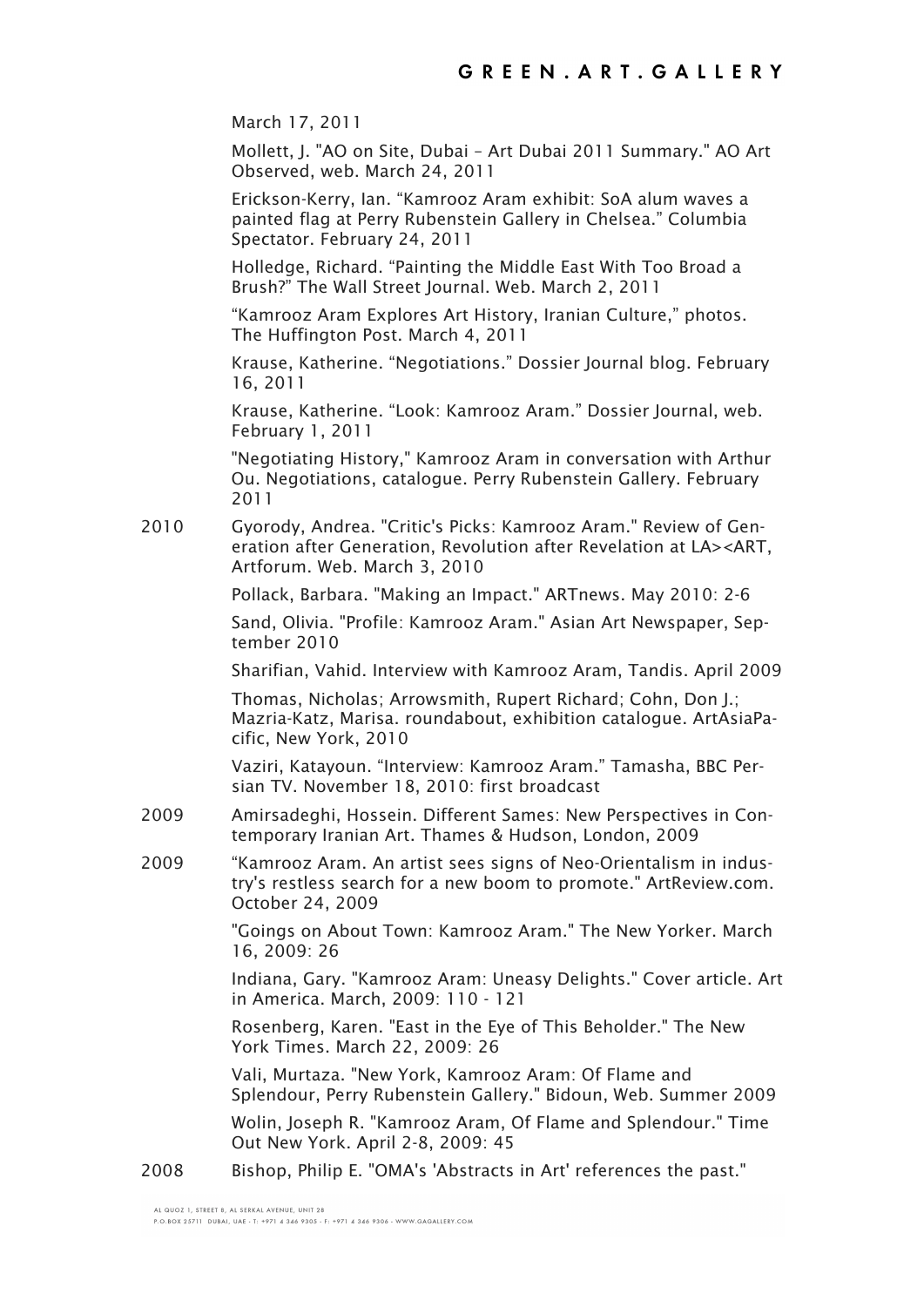March 17, 2011

Mollett, J. "AO on Site, Dubai – Art Dubai 2011 Summary." AO Art Observed, web. March 24, 2011

Erickson-Kerry, Ian. "Kamrooz Aram exhibit: SoA alum waves a painted flag at Perry Rubenstein Gallery in Chelsea." Columbia Spectator. February 24, 2011

Holledge, Richard. "Painting the Middle East With Too Broad a Brush?" The Wall Street Journal. Web. March 2, 2011

"Kamrooz Aram Explores Art History, Iranian Culture," photos. The Huffington Post. March 4, 2011

Krause, Katherine. "Negotiations." Dossier Journal blog. February 16, 2011

Krause, Katherine. "Look: Kamrooz Aram." Dossier Journal, web. February 1, 2011

"Negotiating History," Kamrooz Aram in conversation with Arthur Ou. Negotiations, catalogue. Perry Rubenstein Gallery. February 2011

2010 Gyorody, Andrea. "Critic's Picks: Kamrooz Aram." Review of Generation after Generation, Revolution after Revelation at LA><ART, Artforum. Web. March 3, 2010

Pollack, Barbara. "Making an Impact." ARTnews. May 2010: 2-6

Sand, Olivia. "Profile: Kamrooz Aram." Asian Art Newspaper, September 2010

Sharifian, Vahid. Interview with Kamrooz Aram, Tandis. April 2009

Thomas, Nicholas; Arrowsmith, Rupert Richard; Cohn, Don J.; Mazria-Katz, Marisa. roundabout, exhibition catalogue. ArtAsiaPacific, New York, 2010

Vaziri, Katayoun. "Interview: Kamrooz Aram." Tamasha, BBC Persian TV. November 18, 2010: first broadcast

2009 Amirsadeghi, Hossein. Different Sames: New Perspectives in Contemporary Iranian Art. Thames & Hudson, London, 2009

2009 "Kamrooz Aram. An artist sees signs of Neo-Orientalism in industry's restless search for a new boom to promote." ArtReview.com. October 24, 2009

"Goings on About Town: Kamrooz Aram." The New Yorker. March 16, 2009: 26

Indiana, Gary. "Kamrooz Aram: Uneasy Delights." Cover article. Art in America. March, 2009: 110 - 121

Rosenberg, Karen. "East in the Eye of This Beholder." The New York Times. March 22, 2009: 26

Vali, Murtaza. "New York, Kamrooz Aram: Of Flame and Splendour, Perry Rubenstein Gallery." Bidoun, Web. Summer 2009

Wolin, Joseph R. "Kamrooz Aram, Of Flame and Splendour." Time Out New York. April 2-8, 2009: 45

2008 Bishop, Philip E. "OMA's 'Abstracts in Art' references the past."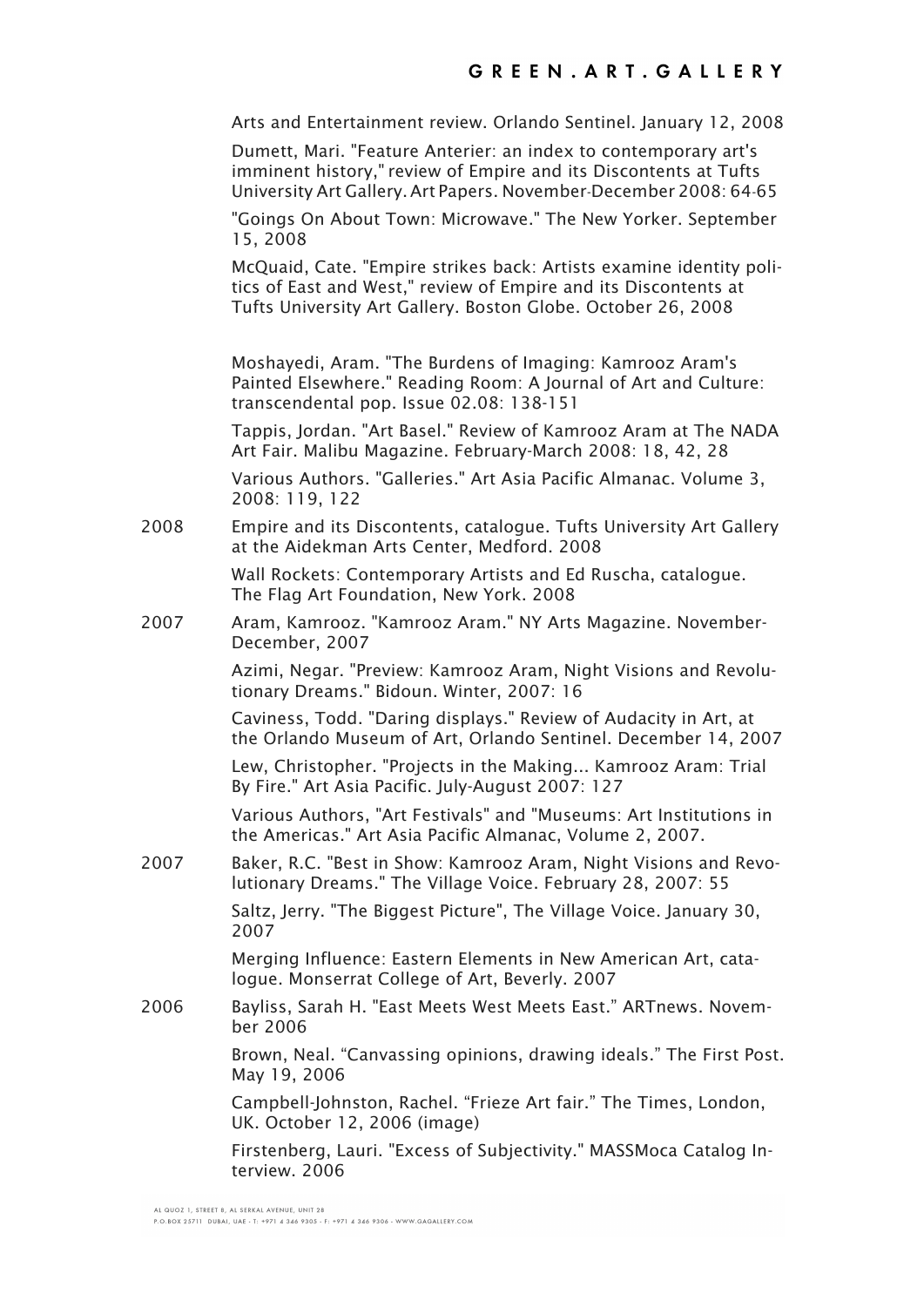Arts and Entertainment review. Orlando Sentinel. January 12, 2008

Dumett, Mari. "Feature Anterier: an index to contemporary art's imminent history," review of Empire and its Discontents at Tufts University Art Gallery. Art Papers. November-December 2008: 64-65

"Goings On About Town: Microwave." The New Yorker. September 15, 2008

McQuaid, Cate. "Empire strikes back: Artists examine identity politics of East and West," review of Empire and its Discontents at Tufts University Art Gallery. Boston Globe. October 26, 2008

Moshayedi, Aram. "The Burdens of Imaging: Kamrooz Aram's Painted Elsewhere." Reading Room: A Journal of Art and Culture: transcendental pop. Issue 02.08: 138-151

Tappis, Jordan. "Art Basel." Review of Kamrooz Aram at The NADA Art Fair. Malibu Magazine. February-March 2008: 18, 42, 28

Various Authors. "Galleries." Art Asia Pacific Almanac. Volume 3, 2008: 119, 122

2008 Empire and its Discontents, catalogue. Tufts University Art Gallery at the Aidekman Arts Center, Medford. 2008

Wall Rockets: Contemporary Artists and Ed Ruscha, catalogue. The Flag Art Foundation, New York. 2008

2007 Aram, Kamrooz. "Kamrooz Aram." NY Arts Magazine. November-December, 2007

Azimi, Negar. "Preview: Kamrooz Aram, Night Visions and Revolutionary Dreams." Bidoun. Winter, 2007: 16

Caviness, Todd. "Daring displays." Review of Audacity in Art, at the Orlando Museum of Art, Orlando Sentinel. December 14, 2007

Lew, Christopher. "Projects in the Making... Kamrooz Aram: Trial By Fire." Art Asia Pacific. July-August 2007: 127

Various Authors, "Art Festivals" and "Museums: Art Institutions in the Americas." Art Asia Pacific Almanac, Volume 2, 2007.

2007 Baker, R.C. "Best in Show: Kamrooz Aram, Night Visions and Revolutionary Dreams." The Village Voice. February 28, 2007: 55

Saltz, Jerry. "The Biggest Picture", The Village Voice. January 30, 2007

Merging Influence: Eastern Elements in New American Art, catalogue. Monserrat College of Art, Beverly. 2007

2006 Bayliss, Sarah H. "East Meets West Meets East." ARTnews. November 2006

Brown, Neal. "Canvassing opinions, drawing ideals." The First Post. May 19, 2006

Campbell-Johnston, Rachel. "Frieze Art fair." The Times, London, UK. October 12, 2006 (image)

Firstenberg, Lauri. "Excess of Subjectivity." MASSMoca Catalog Interview. 2006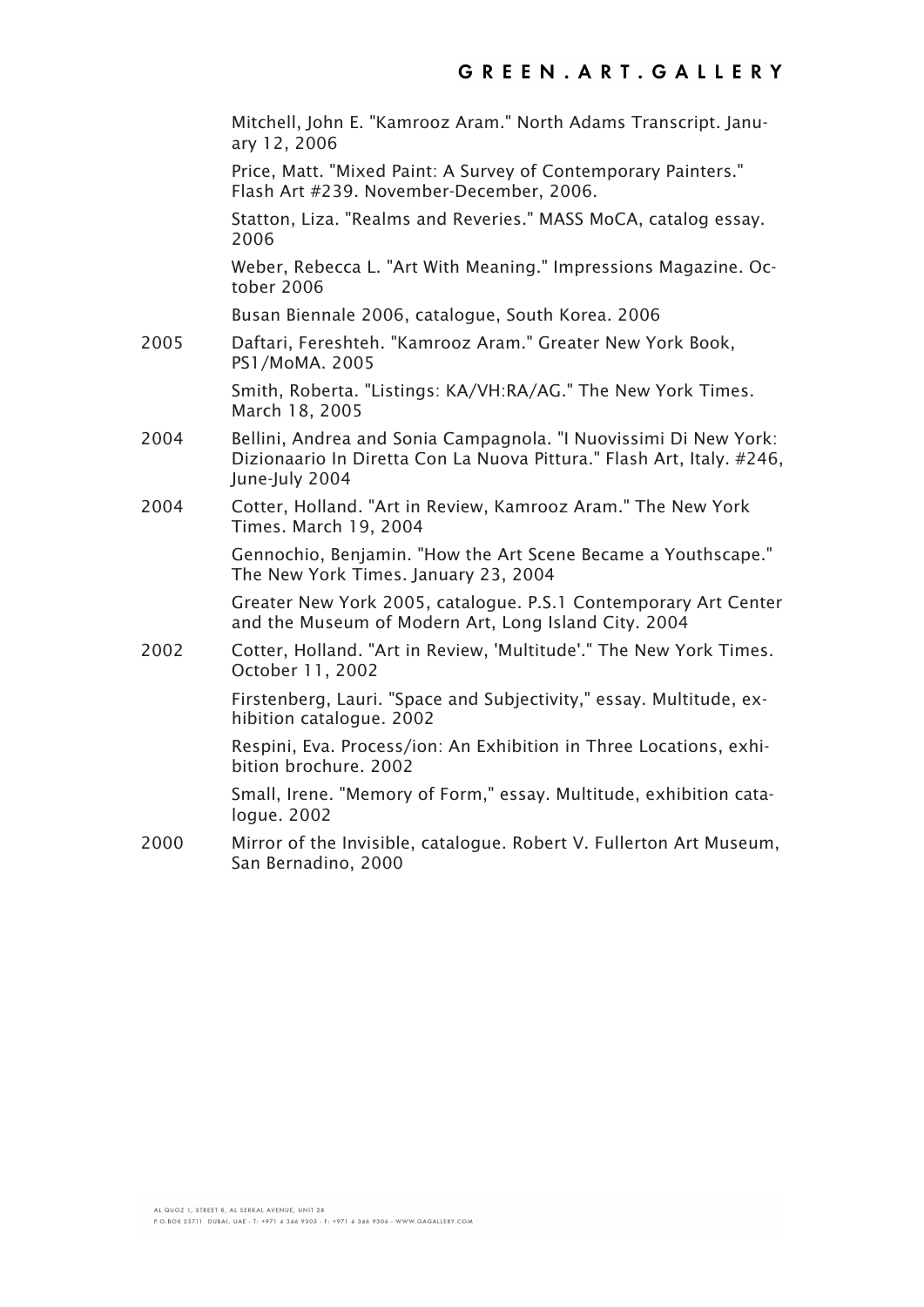Mitchell, John E. "Kamrooz Aram." North Adams Transcript. January 12, 2006

Price, Matt. "Mixed Paint: A Survey of Contemporary Painters." Flash Art #239. November-December, 2006.

Statton, Liza. "Realms and Reveries." MASS MoCA, catalog essay. 2006

Weber, Rebecca L. "Art With Meaning." Impressions Magazine. October 2006

Busan Biennale 2006, catalogue, South Korea. 2006

2005 Daftari, Fereshteh. "Kamrooz Aram." Greater New York Book, PS1/MoMA. 2005

Smith, Roberta. "Listings: KA/VH:RA/AG." The New York Times. March 18, 2005

2004 Bellini, Andrea and Sonia Campagnola. "I Nuovissimi Di New York: Dizionaario In Diretta Con La Nuova Pittura." Flash Art, Italy. #246, June-July 2004

2004 Cotter, Holland. "Art in Review, Kamrooz Aram." The New York Times. March 19, 2004

Gennochio, Benjamin. "How the Art Scene Became a Youthscape." The New York Times. January 23, 2004

Greater New York 2005, catalogue. P.S.1 Contemporary Art Center and the Museum of Modern Art, Long Island City. 2004

2002 Cotter, Holland. "Art in Review, 'Multitude'." The New York Times. October 11, 2002

Firstenberg, Lauri. "Space and Subjectivity," essay. Multitude, exhibition catalogue. 2002

Respini, Eva. Process/ion: An Exhibition in Three Locations, exhibition brochure. 2002

Small, Irene. "Memory of Form," essay. Multitude, exhibition catalogue. 2002

2000 Mirror of the Invisible, catalogue. Robert V. Fullerton Art Museum, San Bernadino, 2000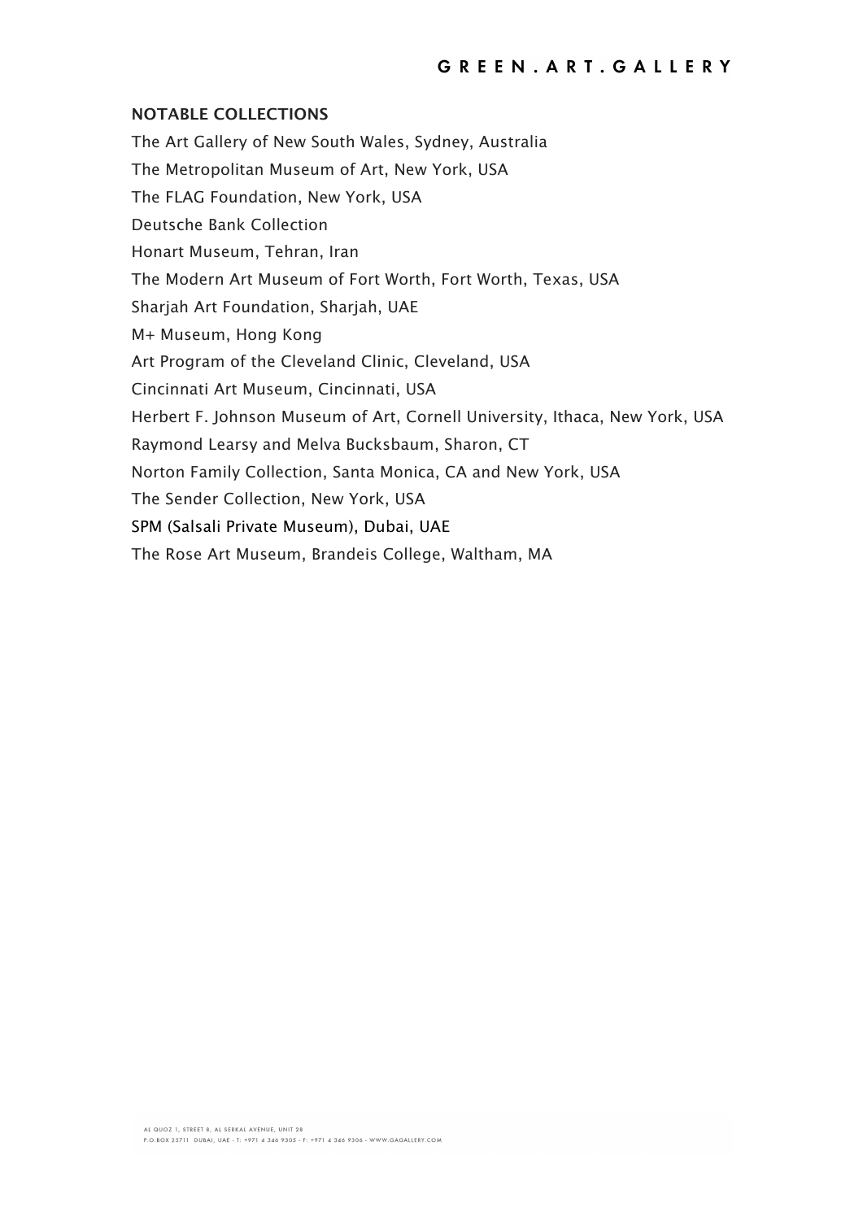## NOTABLE COLLECTIONS

The Art Gallery of New South Wales, Sydney, Australia
The Metropolitan Museum of Art, New York, USA
The FLAG Foundation, New York, USA
Deutsche Bank Collection
Honart Museum, Tehran, Iran
The Modern Art Museum of Fort Worth, Fort Worth, Texas, USA
Sharjah Art Foundation, Sharjah, UAE
M+ Museum, Hong Kong
Art Program of the Cleveland Clinic, Cleveland, USA
Cincinnati Art Museum, Cincinnati, USA
Herbert F. Johnson Museum of Art, Cornell University, Ithaca, New York, USA
Raymond Learsy and Melva Bucksbaum, Sharon, CT
Norton Family Collection, Santa Monica, CA and New York, USA
The Sender Collection, New York, USA
SPM (Salsali Private Museum), Dubai, UAE
The Rose Art Museum, Brandeis College, Waltham, MA